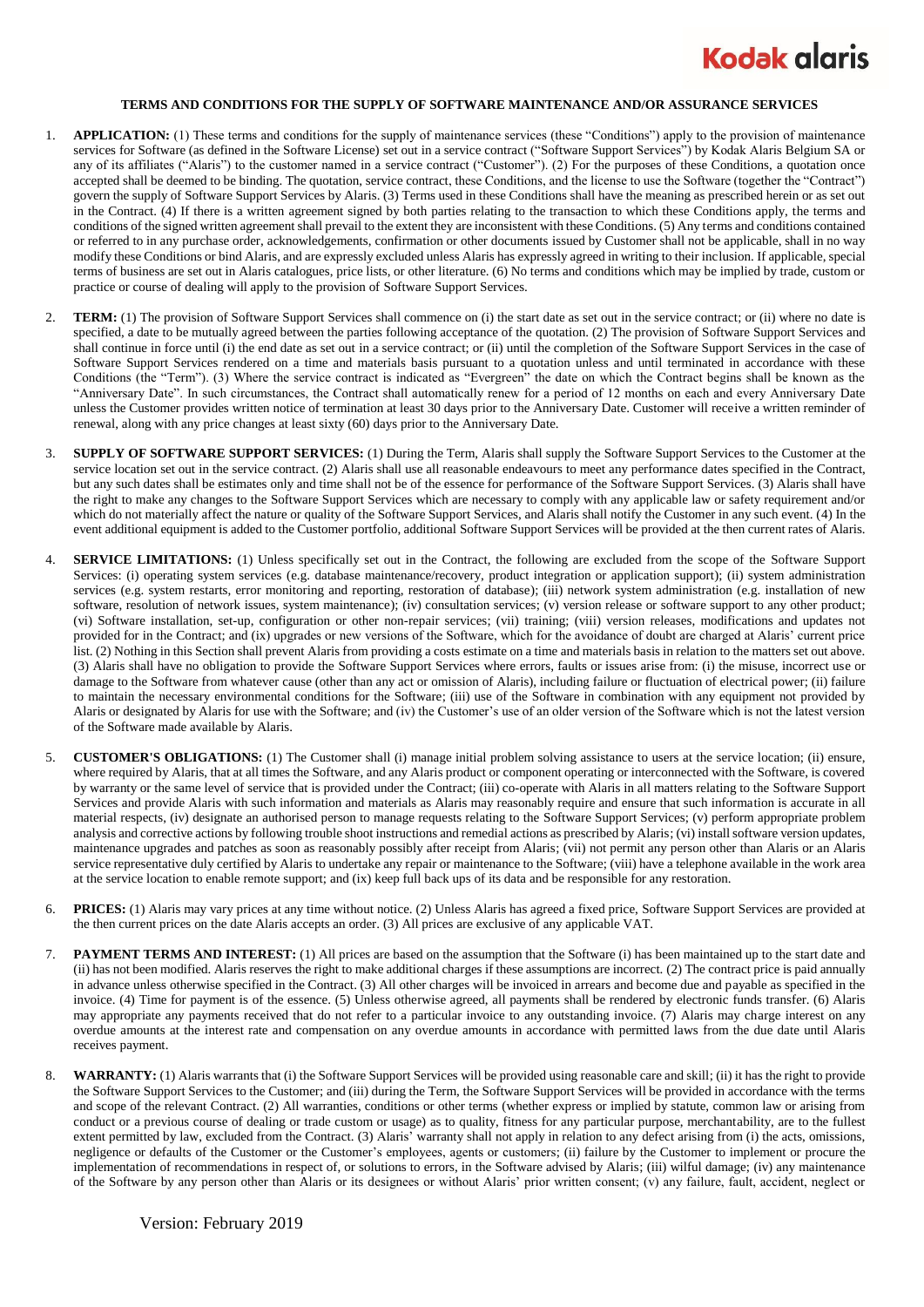**Kodak alaris**

**TERMS AND CONDITIONS FOR THE SUPPLY OF SOFTWARE MAINTENANCE AND/OR ASSURANCE SERVICES**

1. **APPLICATION:** (1) These terms and conditions for the supply of maintenance services (these "Conditions") apply to the provision of maintenance services for Software (as defined in the Software License) set out in a service contract ("Software Support Services") by Kodak Alaris Belgium SA or any of its affiliates ("Alaris") to the customer named in a service contract ("Customer"). (2) For the purposes of these Conditions, a quotation once accepted shall be deemed to be binding. The quotation, service contract, these Conditions, and the license to use the Software (together the "Contract") govern the supply of Software Support Services by Alaris. (3) Terms used in these Conditions shall have the meaning as prescribed herein or as set out in the Contract. (4) If there is a written agreement signed by both parties relating to the transaction to which these Conditions apply, the terms and conditions of the signed written agreement shall prevail to the extent they are inconsistent with these Conditions. (5) Any terms and conditions contained or referred to in any purchase order, acknowledgements, confirmation or other documents issued by Customer shall not be applicable, shall in no way modify these Conditions or bind Alaris, and are expressly excluded unless Alaris has expressly agreed in writing to their inclusion. If applicable, special terms of business are set out in Alaris catalogues, price lists, or other literature. (6) No terms and conditions which may be implied by trade, custom or practice or course of dealing will apply to the provision of Software Support Services.

2. **TERM:** (1) The provision of Software Support Services shall commence on (i) the start date as set out in the service contract; or (ii) where no date is specified, a date to be mutually agreed between the parties following acceptance of the quotation. (2) The provision of Software Support Services and shall continue in force until (i) the end date as set out in a service contract; or (ii) until the completion of the Software Support Services in the case of Software Support Services rendered on a time and materials basis pursuant to a quotation unless and until terminated in accordance with these Conditions (the "Term"). (3) Where the service contract is indicated as "Evergreen" the date on which the Contract begins shall be known as the "Anniversary Date". In such circumstances, the Contract shall automatically renew for a period of 12 months on each and every Anniversary Date unless the Customer provides written notice of termination at least 30 days prior to the Anniversary Date. Customer will receive a written reminder of renewal, along with any price changes at least sixty (60) days prior to the Anniversary Date.

3. **SUPPLY OF SOFTWARE SUPPORT SERVICES:** (1) During the Term, Alaris shall supply the Software Support Services to the Customer at the service location set out in the service contract. (2) Alaris shall use all reasonable endeavours to meet any performance dates specified in the Contract, but any such dates shall be estimates only and time shall not be of the essence for performance of the Software Support Services. (3) Alaris shall have the right to make any changes to the Software Support Services which are necessary to comply with any applicable law or safety requirement and/or which do not materially affect the nature or quality of the Software Support Services, and Alaris shall notify the Customer in any such event. (4) In the event additional equipment is added to the Customer portfolio, additional Software Support Services will be provided at the then current rates of Alaris.

4. **SERVICE LIMITATIONS:** (1) Unless specifically set out in the Contract, the following are excluded from the scope of the Software Support Services: (i) operating system services (e.g. database maintenance/recovery, product integration or application support); (ii) system administration services (e.g. system restarts, error monitoring and reporting, restoration of database); (iii) network system administration (e.g. installation of new software, resolution of network issues, system maintenance); (iv) consultation services; (v) version release or software support to any other product; (vi) Software installation, set-up, configuration or other non-repair services; (vii) training; (viii) version releases, modifications and updates not provided for in the Contract; and (ix) upgrades or new versions of the Software, which for the avoidance of doubt are charged at Alaris' current price list. (2) Nothing in this Section shall prevent Alaris from providing a costs estimate on a time and materials basis in relation to the matters set out above. (3) Alaris shall have no obligation to provide the Software Support Services where errors, faults or issues arise from: (i) the misuse, incorrect use or damage to the Software from whatever cause (other than any act or omission of Alaris), including failure or fluctuation of electrical power; (ii) failure to maintain the necessary environmental conditions for the Software; (iii) use of the Software in combination with any equipment not provided by Alaris or designated by Alaris for use with the Software; and (iv) the Customer's use of an older version of the Software which is not the latest version of the Software made available by Alaris.

5. **CUSTOMER'S OBLIGATIONS:** (1) The Customer shall (i) manage initial problem solving assistance to users at the service location; (ii) ensure, where required by Alaris, that at all times the Software, and any Alaris product or component operating or interconnected with the Software, is covered by warranty or the same level of service that is provided under the Contract; (iii) co-operate with Alaris in all matters relating to the Software Support Services and provide Alaris with such information and materials as Alaris may reasonably require and ensure that such information is accurate in all material respects, (iv) designate an authorised person to manage requests relating to the Software Support Services; (v) perform appropriate problem analysis and corrective actions by following trouble shoot instructions and remedial actions as prescribed by Alaris; (vi) install software version updates, maintenance upgrades and patches as soon as reasonably possibly after receipt from Alaris; (vii) not permit any person other than Alaris or an Alaris service representative duly certified by Alaris to undertake any repair or maintenance to the Software; (viii) have a telephone available in the work area at the service location to enable remote support; and (ix) keep full back ups of its data and be responsible for any restoration.

6. **PRICES:** (1) Alaris may vary prices at any time without notice. (2) Unless Alaris has agreed a fixed price, Software Support Services are provided at the then current prices on the date Alaris accepts an order. (3) All prices are exclusive of any applicable VAT.

7. **PAYMENT TERMS AND INTEREST:** (1) All prices are based on the assumption that the Software (i) has been maintained up to the start date and (ii) has not been modified. Alaris reserves the right to make additional charges if these assumptions are incorrect. (2) The contract price is paid annually in advance unless otherwise specified in the Contract. (3) All other charges will be invoiced in arrears and become due and payable as specified in the invoice. (4) Time for payment is of the essence. (5) Unless otherwise agreed, all payments shall be rendered by electronic funds transfer. (6) Alaris may appropriate any payments received that do not refer to a particular invoice to any outstanding invoice. (7) Alaris may charge interest on any overdue amounts at the interest rate and compensation on any overdue amounts in accordance with permitted laws from the due date until Alaris receives payment.

8. **WARRANTY:** (1) Alaris warrants that (i) the Software Support Services will be provided using reasonable care and skill; (ii) it has the right to provide the Software Support Services to the Customer; and (iii) during the Term, the Software Support Services will be provided in accordance with the terms and scope of the relevant Contract. (2) All warranties, conditions or other terms (whether express or implied by statute, common law or arising from conduct or a previous course of dealing or trade custom or usage) as to quality, fitness for any particular purpose, merchantability, are to the fullest extent permitted by law, excluded from the Contract. (3) Alaris' warranty shall not apply in relation to any defect arising from (i) the acts, omissions, negligence or defaults of the Customer or the Customer's employees, agents or customers; (ii) failure by the Customer to implement or procure the implementation of recommendations in respect of, or solutions to errors, in the Software advised by Alaris; (iii) wilful damage; (iv) any maintenance of the Software by any person other than Alaris or its designees or without Alaris' prior written consent; (v) any failure, fault, accident, neglect or

Version: February 2019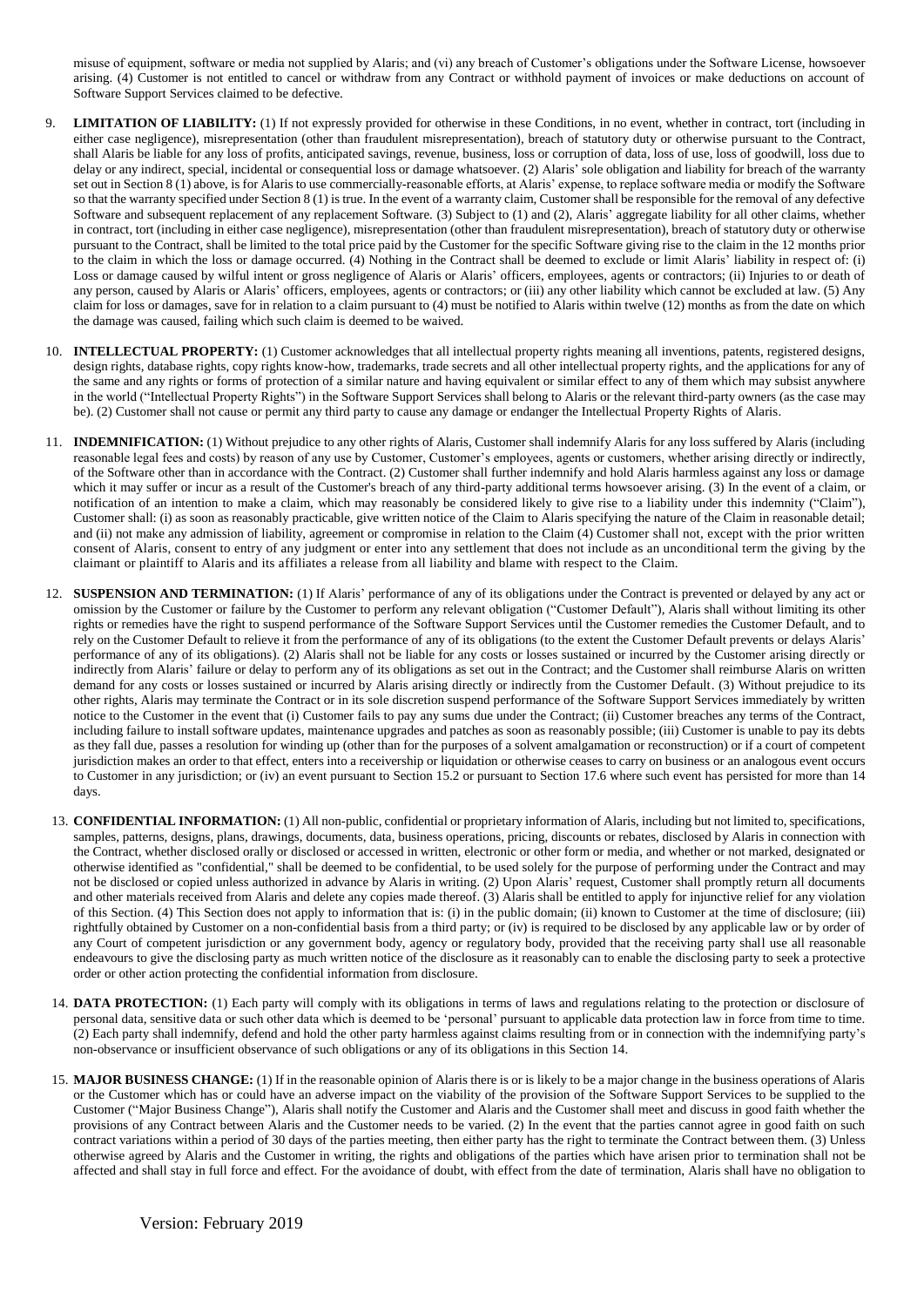misuse of equipment, software or media not supplied by Alaris; and (vi) any breach of Customer's obligations under the Software License, howsoever arising. (4) Customer is not entitled to cancel or withdraw from any Contract or withhold payment of invoices or make deductions on account of Software Support Services claimed to be defective.

9. **LIMITATION OF LIABILITY:** (1) If not expressly provided for otherwise in these Conditions, in no event, whether in contract, tort (including in either case negligence), misrepresentation (other than fraudulent misrepresentation), breach of statutory duty or otherwise pursuant to the Contract, shall Alaris be liable for any loss of profits, anticipated savings, revenue, business, loss or corruption of data, loss of use, loss of goodwill, loss due to delay or any indirect, special, incidental or consequential loss or damage whatsoever. (2) Alaris' sole obligation and liability for breach of the warranty set out in Section 8 (1) above, is for Alaris to use commercially-reasonable efforts, at Alaris' expense, to replace software media or modify the Software so that the warranty specified under Section 8 (1) is true. In the event of a warranty claim, Customer shall be responsible for the removal of any defective Software and subsequent replacement of any replacement Software. (3) Subject to (1) and (2), Alaris' aggregate liability for all other claims, whether in contract, tort (including in either case negligence), misrepresentation (other than fraudulent misrepresentation), breach of statutory duty or otherwise pursuant to the Contract, shall be limited to the total price paid by the Customer for the specific Software giving rise to the claim in the 12 months prior to the claim in which the loss or damage occurred. (4) Nothing in the Contract shall be deemed to exclude or limit Alaris' liability in respect of: (i) Loss or damage caused by wilful intent or gross negligence of Alaris or Alaris' officers, employees, agents or contractors; (ii) Injuries to or death of any person, caused by Alaris or Alaris' officers, employees, agents or contractors; or (iii) any other liability which cannot be excluded at law. (5) Any claim for loss or damages, save for in relation to a claim pursuant to (4) must be notified to Alaris within twelve (12) months as from the date on which the damage was caused, failing which such claim is deemed to be waived.

10. **INTELLECTUAL PROPERTY:** (1) Customer acknowledges that all intellectual property rights meaning all inventions, patents, registered designs, design rights, database rights, copy rights know-how, trademarks, trade secrets and all other intellectual property rights, and the applications for any of the same and any rights or forms of protection of a similar nature and having equivalent or similar effect to any of them which may subsist anywhere in the world ("Intellectual Property Rights") in the Software Support Services shall belong to Alaris or the relevant third-party owners (as the case may be). (2) Customer shall not cause or permit any third party to cause any damage or endanger the Intellectual Property Rights of Alaris.

11. **INDEMNIFICATION:** (1) Without prejudice to any other rights of Alaris, Customer shall indemnify Alaris for any loss suffered by Alaris (including reasonable legal fees and costs) by reason of any use by Customer, Customer's employees, agents or customers, whether arising directly or indirectly, of the Software other than in accordance with the Contract. (2) Customer shall further indemnify and hold Alaris harmless against any loss or damage which it may suffer or incur as a result of the Customer's breach of any third-party additional terms howsoever arising. (3) In the event of a claim, or notification of an intention to make a claim, which may reasonably be considered likely to give rise to a liability under this indemnity ("Claim"), Customer shall: (i) as soon as reasonably practicable, give written notice of the Claim to Alaris specifying the nature of the Claim in reasonable detail; and (ii) not make any admission of liability, agreement or compromise in relation to the Claim (4) Customer shall not, except with the prior written consent of Alaris, consent to entry of any judgment or enter into any settlement that does not include as an unconditional term the giving by the claimant or plaintiff to Alaris and its affiliates a release from all liability and blame with respect to the Claim.

12. **SUSPENSION AND TERMINATION:** (1) If Alaris' performance of any of its obligations under the Contract is prevented or delayed by any act or omission by the Customer or failure by the Customer to perform any relevant obligation ("Customer Default"), Alaris shall without limiting its other rights or remedies have the right to suspend performance of the Software Support Services until the Customer remedies the Customer Default, and to rely on the Customer Default to relieve it from the performance of any of its obligations (to the extent the Customer Default prevents or delays Alaris' performance of any of its obligations). (2) Alaris shall not be liable for any costs or losses sustained or incurred by the Customer arising directly or indirectly from Alaris' failure or delay to perform any of its obligations as set out in the Contract; and the Customer shall reimburse Alaris on written demand for any costs or losses sustained or incurred by Alaris arising directly or indirectly from the Customer Default. (3) Without prejudice to its other rights, Alaris may terminate the Contract or in its sole discretion suspend performance of the Software Support Services immediately by written notice to the Customer in the event that (i) Customer fails to pay any sums due under the Contract; (ii) Customer breaches any terms of the Contract, including failure to install software updates, maintenance upgrades and patches as soon as reasonably possible; (iii) Customer is unable to pay its debts as they fall due, passes a resolution for winding up (other than for the purposes of a solvent amalgamation or reconstruction) or if a court of competent jurisdiction makes an order to that effect, enters into a receivership or liquidation or otherwise ceases to carry on business or an analogous event occurs to Customer in any jurisdiction; or (iv) an event pursuant to Section 15.2 or pursuant to Section 17.6 where such event has persisted for more than 14 days.

13. **CONFIDENTIAL INFORMATION:** (1) All non-public, confidential or proprietary information of Alaris, including but not limited to, specifications, samples, patterns, designs, plans, drawings, documents, data, business operations, pricing, discounts or rebates, disclosed by Alaris in connection with the Contract, whether disclosed orally or disclosed or accessed in written, electronic or other form or media, and whether or not marked, designated or otherwise identified as "confidential," shall be deemed to be confidential, to be used solely for the purpose of performing under the Contract and may not be disclosed or copied unless authorized in advance by Alaris in writing. (2) Upon Alaris' request, Customer shall promptly return all documents and other materials received from Alaris and delete any copies made thereof. (3) Alaris shall be entitled to apply for injunctive relief for any violation of this Section. (4) This Section does not apply to information that is: (i) in the public domain; (ii) known to Customer at the time of disclosure; (iii) rightfully obtained by Customer on a non-confidential basis from a third party; or (iv) is required to be disclosed by any applicable law or by order of any Court of competent jurisdiction or any government body, agency or regulatory body, provided that the receiving party shall use all reasonable endeavours to give the disclosing party as much written notice of the disclosure as it reasonably can to enable the disclosing party to seek a protective order or other action protecting the confidential information from disclosure.

14. **DATA PROTECTION:** (1) Each party will comply with its obligations in terms of laws and regulations relating to the protection or disclosure of personal data, sensitive data or such other data which is deemed to be 'personal' pursuant to applicable data protection law in force from time to time. (2) Each party shall indemnify, defend and hold the other party harmless against claims resulting from or in connection with the indemnifying party's non-observance or insufficient observance of such obligations or any of its obligations in this Section 14.

15. **MAJOR BUSINESS CHANGE:** (1) If in the reasonable opinion of Alaris there is or is likely to be a major change in the business operations of Alaris or the Customer which has or could have an adverse impact on the viability of the provision of the Software Support Services to be supplied to the Customer ("Major Business Change"), Alaris shall notify the Customer and Alaris and the Customer shall meet and discuss in good faith whether the provisions of any Contract between Alaris and the Customer needs to be varied. (2) In the event that the parties cannot agree in good faith on such contract variations within a period of 30 days of the parties meeting, then either party has the right to terminate the Contract between them. (3) Unless otherwise agreed by Alaris and the Customer in writing, the rights and obligations of the parties which have arisen prior to termination shall not be affected and shall stay in full force and effect. For the avoidance of doubt, with effect from the date of termination, Alaris shall have no obligation to

Version: February 2019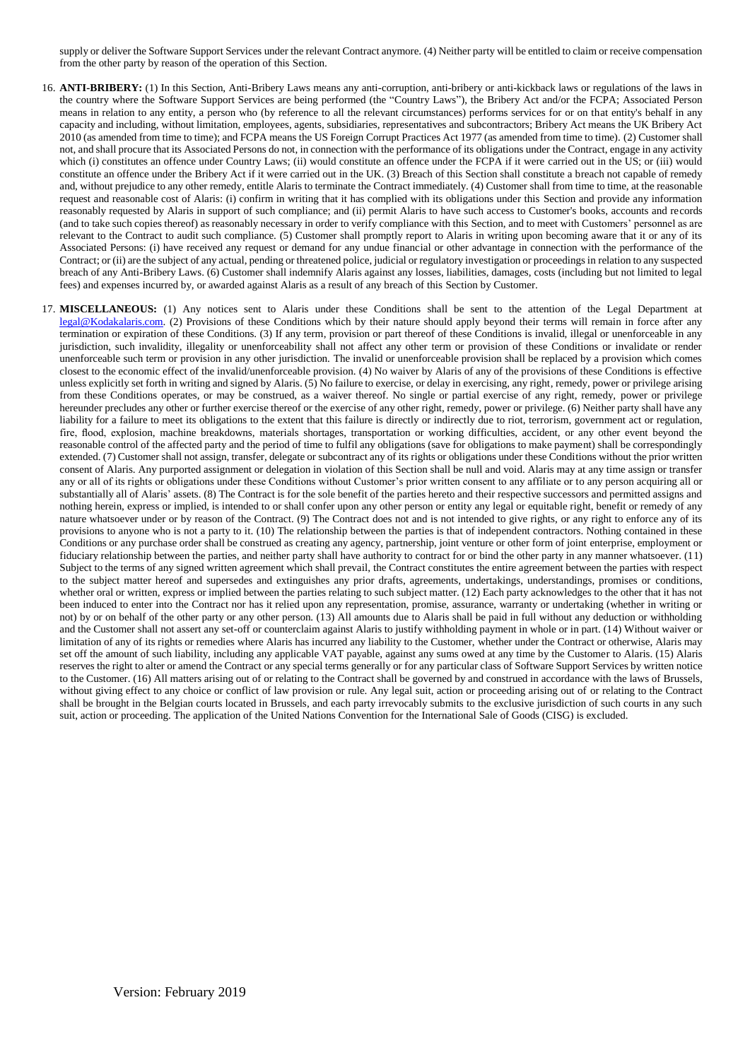supply or deliver the Software Support Services under the relevant Contract anymore. (4) Neither party will be entitled to claim or receive compensation from the other party by reason of the operation of this Section.

16. **ANTI-BRIBERY:** (1) In this Section, Anti-Bribery Laws means any anti-corruption, anti-bribery or anti-kickback laws or regulations of the laws in the country where the Software Support Services are being performed (the "Country Laws"), the Bribery Act and/or the FCPA; Associated Person means in relation to any entity, a person who (by reference to all the relevant circumstances) performs services for or on that entity's behalf in any capacity and including, without limitation, employees, agents, subsidiaries, representatives and subcontractors; Bribery Act means the UK Bribery Act 2010 (as amended from time to time); and FCPA means the US Foreign Corrupt Practices Act 1977 (as amended from time to time). (2) Customer shall not, and shall procure that its Associated Persons do not, in connection with the performance of its obligations under the Contract, engage in any activity which (i) constitutes an offence under Country Laws; (ii) would constitute an offence under the FCPA if it were carried out in the US; or (iii) would constitute an offence under the Bribery Act if it were carried out in the UK. (3) Breach of this Section shall constitute a breach not capable of remedy and, without prejudice to any other remedy, entitle Alaris to terminate the Contract immediately. (4) Customer shall from time to time, at the reasonable request and reasonable cost of Alaris: (i) confirm in writing that it has complied with its obligations under this Section and provide any information reasonably requested by Alaris in support of such compliance; and (ii) permit Alaris to have such access to Customer's books, accounts and records (and to take such copies thereof) as reasonably necessary in order to verify compliance with this Section, and to meet with Customers' personnel as are relevant to the Contract to audit such compliance. (5) Customer shall promptly report to Alaris in writing upon becoming aware that it or any of its Associated Persons: (i) have received any request or demand for any undue financial or other advantage in connection with the performance of the Contract; or (ii) are the subject of any actual, pending or threatened police, judicial or regulatory investigation or proceedings in relation to any suspected breach of any Anti-Bribery Laws. (6) Customer shall indemnify Alaris against any losses, liabilities, damages, costs (including but not limited to legal fees) and expenses incurred by, or awarded against Alaris as a result of any breach of this Section by Customer.

17. **MISCELLANEOUS:** (1) Any notices sent to Alaris under these Conditions shall be sent to the attention of the Legal Department at legal@Kodakalaris.com. (2) Provisions of these Conditions which by their nature should apply beyond their terms will remain in force after any termination or expiration of these Conditions. (3) If any term, provision or part thereof of these Conditions is invalid, illegal or unenforceable in any jurisdiction, such invalidity, illegality or unenforceability shall not affect any other term or provision of these Conditions or invalidate or render unenforceable such term or provision in any other jurisdiction. The invalid or unenforceable provision shall be replaced by a provision which comes closest to the economic effect of the invalid/unenforceable provision. (4) No waiver by Alaris of any of the provisions of these Conditions is effective unless explicitly set forth in writing and signed by Alaris. (5) No failure to exercise, or delay in exercising, any right, remedy, power or privilege arising from these Conditions operates, or may be construed, as a waiver thereof. No single or partial exercise of any right, remedy, power or privilege hereunder precludes any other or further exercise thereof or the exercise of any other right, remedy, power or privilege. (6) Neither party shall have any liability for a failure to meet its obligations to the extent that this failure is directly or indirectly due to riot, terrorism, government act or regulation, fire, flood, explosion, machine breakdowns, materials shortages, transportation or working difficulties, accident, or any other event beyond the reasonable control of the affected party and the period of time to fulfil any obligations (save for obligations to make payment) shall be correspondingly extended. (7) Customer shall not assign, transfer, delegate or subcontract any of its rights or obligations under these Conditions without the prior written consent of Alaris. Any purported assignment or delegation in violation of this Section shall be null and void. Alaris may at any time assign or transfer any or all of its rights or obligations under these Conditions without Customer's prior written consent to any affiliate or to any person acquiring all or substantially all of Alaris' assets. (8) The Contract is for the sole benefit of the parties hereto and their respective successors and permitted assigns and nothing herein, express or implied, is intended to or shall confer upon any other person or entity any legal or equitable right, benefit or remedy of any nature whatsoever under or by reason of the Contract. (9) The Contract does not and is not intended to give rights, or any right to enforce any of its provisions to anyone who is not a party to it. (10) The relationship between the parties is that of independent contractors. Nothing contained in these Conditions or any purchase order shall be construed as creating any agency, partnership, joint venture or other form of joint enterprise, employment or fiduciary relationship between the parties, and neither party shall have authority to contract for or bind the other party in any manner whatsoever. (11) Subject to the terms of any signed written agreement which shall prevail, the Contract constitutes the entire agreement between the parties with respect to the subject matter hereof and supersedes and extinguishes any prior drafts, agreements, undertakings, understandings, promises or conditions, whether oral or written, express or implied between the parties relating to such subject matter. (12) Each party acknowledges to the other that it has not been induced to enter into the Contract nor has it relied upon any representation, promise, assurance, warranty or undertaking (whether in writing or not) by or on behalf of the other party or any other person. (13) All amounts due to Alaris shall be paid in full without any deduction or withholding and the Customer shall not assert any set-off or counterclaim against Alaris to justify withholding payment in whole or in part. (14) Without waiver or limitation of any of its rights or remedies where Alaris has incurred any liability to the Customer, whether under the Contract or otherwise, Alaris may set off the amount of such liability, including any applicable VAT payable, against any sums owed at any time by the Customer to Alaris. (15) Alaris reserves the right to alter or amend the Contract or any special terms generally or for any particular class of Software Support Services by written notice to the Customer. (16) All matters arising out of or relating to the Contract shall be governed by and construed in accordance with the laws of Brussels, without giving effect to any choice or conflict of law provision or rule. Any legal suit, action or proceeding arising out of or relating to the Contract shall be brought in the Belgian courts located in Brussels, and each party irrevocably submits to the exclusive jurisdiction of such courts in any such suit, action or proceeding. The application of the United Nations Convention for the International Sale of Goods (CISG) is excluded.

Version: February 2019